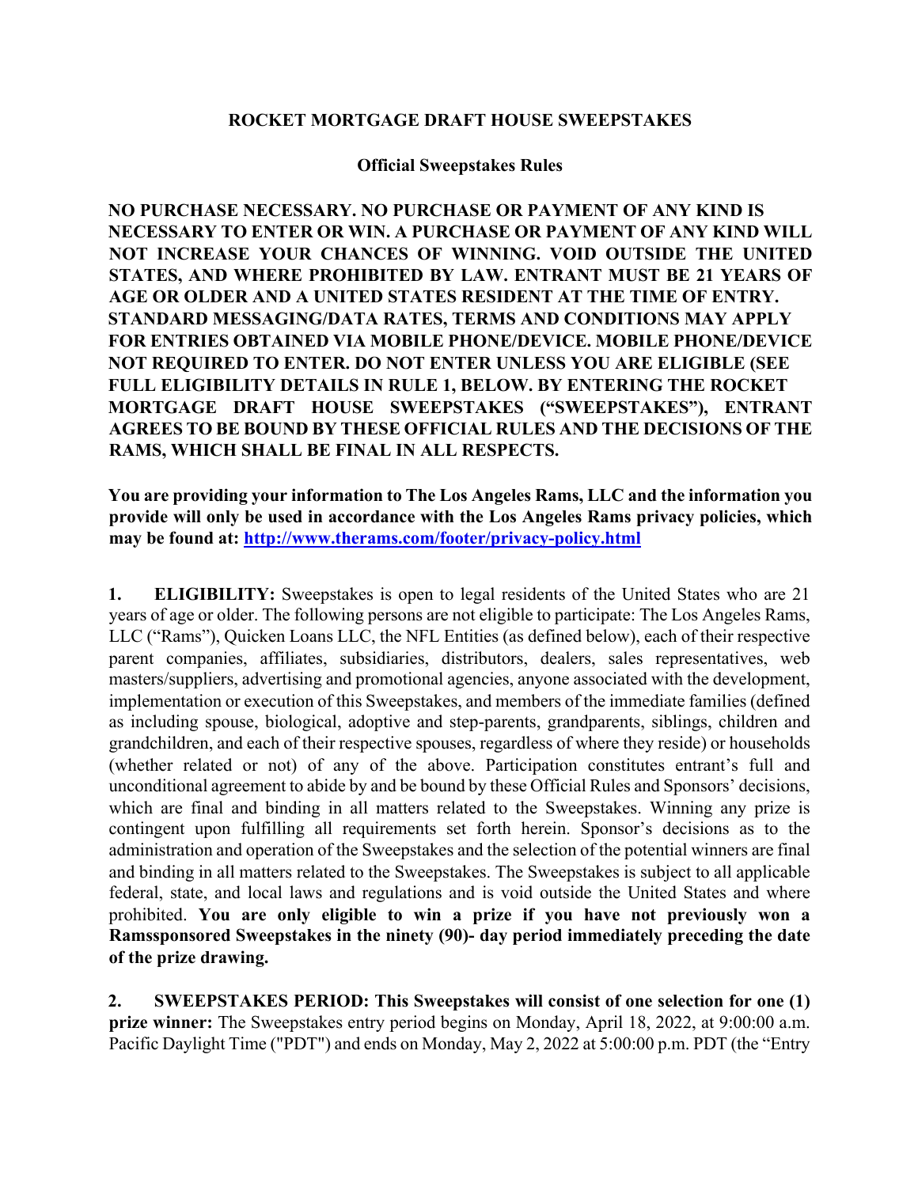**ROCKET MORTGAGE DRAFT HOUSE SWEEPSTAKES**

**Official Sweepstakes Rules**

**NO PURCHASE NECESSARY. NO PURCHASE OR PAYMENT OF ANY KIND IS NECESSARY TO ENTER OR WIN. A PURCHASE OR PAYMENT OF ANY KIND WILL NOT INCREASE YOUR CHANCES OF WINNING. VOID OUTSIDE THE UNITED STATES, AND WHERE PROHIBITED BY LAW. ENTRANT MUST BE 21 YEARS OF AGE OR OLDER AND A UNITED STATES RESIDENT AT THE TIME OF ENTRY. STANDARD MESSAGING/DATA RATES, TERMS AND CONDITIONS MAY APPLY FOR ENTRIES OBTAINED VIA MOBILE PHONE/DEVICE. MOBILE PHONE/DEVICE NOT REQUIRED TO ENTER. DO NOT ENTER UNLESS YOU ARE ELIGIBLE (SEE FULL ELIGIBILITY DETAILS IN RULE 1, BELOW. BY ENTERING THE ROCKET MORTGAGE DRAFT HOUSE SWEEPSTAKES ("SWEEPSTAKES"), ENTRANT AGREES TO BE BOUND BY THESE OFFICIAL RULES AND THE DECISIONS OF THE RAMS, WHICH SHALL BE FINAL IN ALL RESPECTS.**

**You are providing your information to The Los Angeles Rams, LLC and the information you provide will only be used in accordance with the Los Angeles Rams privacy policies, which may be found at: [http://www.therams.com/footer/privacy-policy.html](http://www.therams.com/footer/privacy-policy.html)**

**1. ELIGIBILITY:** Sweepstakes is open to legal residents of the United States who are 21 years of age or older. The following persons are not eligible to participate: The Los Angeles Rams, LLC ("Rams"), Quicken Loans LLC, the NFL Entities (as defined below), each of their respective parent companies, affiliates, subsidiaries, distributors, dealers, sales representatives, web masters/suppliers, advertising and promotional agencies, anyone associated with the development, implementation or execution of this Sweepstakes, and members of the immediate families (defined as including spouse, biological, adoptive and step-parents, grandparents, siblings, children and grandchildren, and each of their respective spouses, regardless of where they reside) or households (whether related or not) of any of the above. Participation constitutes entrant's full and unconditional agreement to abide by and be bound by these Official Rules and Sponsors' decisions, which are final and binding in all matters related to the Sweepstakes. Winning any prize is contingent upon fulfilling all requirements set forth herein. Sponsor's decisions as to the administration and operation of the Sweepstakes and the selection of the potential winners are final and binding in all matters related to the Sweepstakes. The Sweepstakes is subject to all applicable federal, state, and local laws and regulations and is void outside the United States and where prohibited. **You are only eligible to win a prize if you have not previously won a Ramssponsored Sweepstakes in the ninety (90)- day period immediately preceding the date of the prize drawing.**

**2. SWEEPSTAKES PERIOD: This Sweepstakes will consist of one selection for one (1) prize winner:** The Sweepstakes entry period begins on Monday, April 18, 2022, at 9:00:00 a.m. Pacific Daylight Time ("PDT") and ends on Monday, May 2, 2022 at 5:00:00 p.m. PDT (the "Entry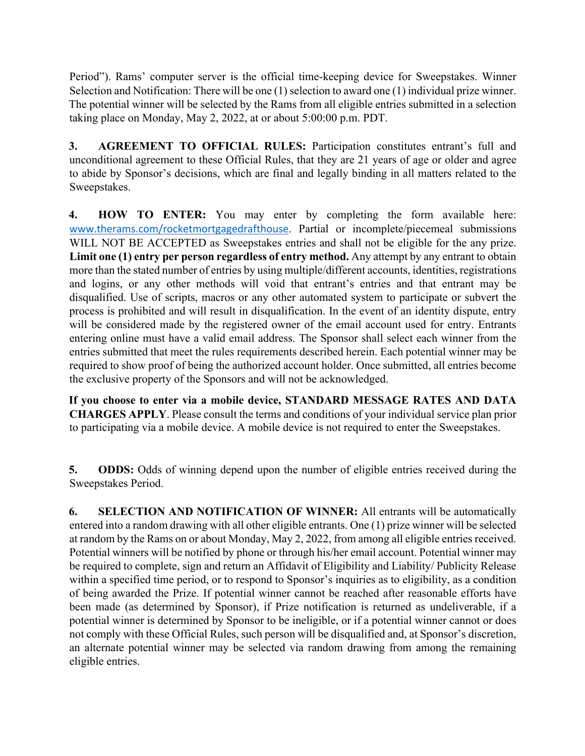Period"). Rams' computer server is the official time-keeping device for Sweepstakes. Winner Selection and Notification: There will be one (1) selection to award one (1) individual prize winner. The potential winner will be selected by the Rams from all eligible entries submitted in a selection taking place on Monday, May 2, 2022, at or about 5:00:00 p.m. PDT.

**3. AGREEMENT TO OFFICIAL RULES:** Participation constitutes entrant's full and unconditional agreement to these Official Rules, that they are 21 years of age or older and agree to abide by Sponsor's decisions, which are final and legally binding in all matters related to the Sweepstakes.

**4. HOW TO ENTER:** You may enter by completing the form available here: [www.therams.com/rocketmortgagedrafthouse](www.therams.com/rocketmortgagedrafthouse). Partial or incomplete/piecemeal submissions WILL NOT BE ACCEPTED as Sweepstakes entries and shall not be eligible for the any prize. **Limit one (1) entry per person regardless of entry method.** Any attempt by any entrant to obtain more than the stated number of entries by using multiple/different accounts, identities, registrations and logins, or any other methods will void that entrant's entries and that entrant may be disqualified. Use of scripts, macros or any other automated system to participate or subvert the process is prohibited and will result in disqualification. In the event of an identity dispute, entry will be considered made by the registered owner of the email account used for entry. Entrants entering online must have a valid email address. The Sponsor shall select each winner from the entries submitted that meet the rules requirements described herein. Each potential winner may be required to show proof of being the authorized account holder. Once submitted, all entries become the exclusive property of the Sponsors and will not be acknowledged.

**If you choose to enter via a mobile device, STANDARD MESSAGE RATES AND DATA CHARGES APPLY**. Please consult the terms and conditions of your individual service plan prior to participating via a mobile device. A mobile device is not required to enter the Sweepstakes.

**5. ODDS:** Odds of winning depend upon the number of eligible entries received during the Sweepstakes Period.

**6. SELECTION AND NOTIFICATION OF WINNER:** All entrants will be automatically entered into a random drawing with all other eligible entrants. One (1) prize winner will be selected at random by the Rams on or about Monday, May 2, 2022, from among all eligible entries received. Potential winners will be notified by phone or through his/her email account. Potential winner may be required to complete, sign and return an Affidavit of Eligibility and Liability/ Publicity Release within a specified time period, or to respond to Sponsor's inquiries as to eligibility, as a condition of being awarded the Prize. If potential winner cannot be reached after reasonable efforts have been made (as determined by Sponsor), if Prize notification is returned as undeliverable, if a potential winner is determined by Sponsor to be ineligible, or if a potential winner cannot or does not comply with these Official Rules, such person will be disqualified and, at Sponsor's discretion, an alternate potential winner may be selected via random drawing from among the remaining eligible entries.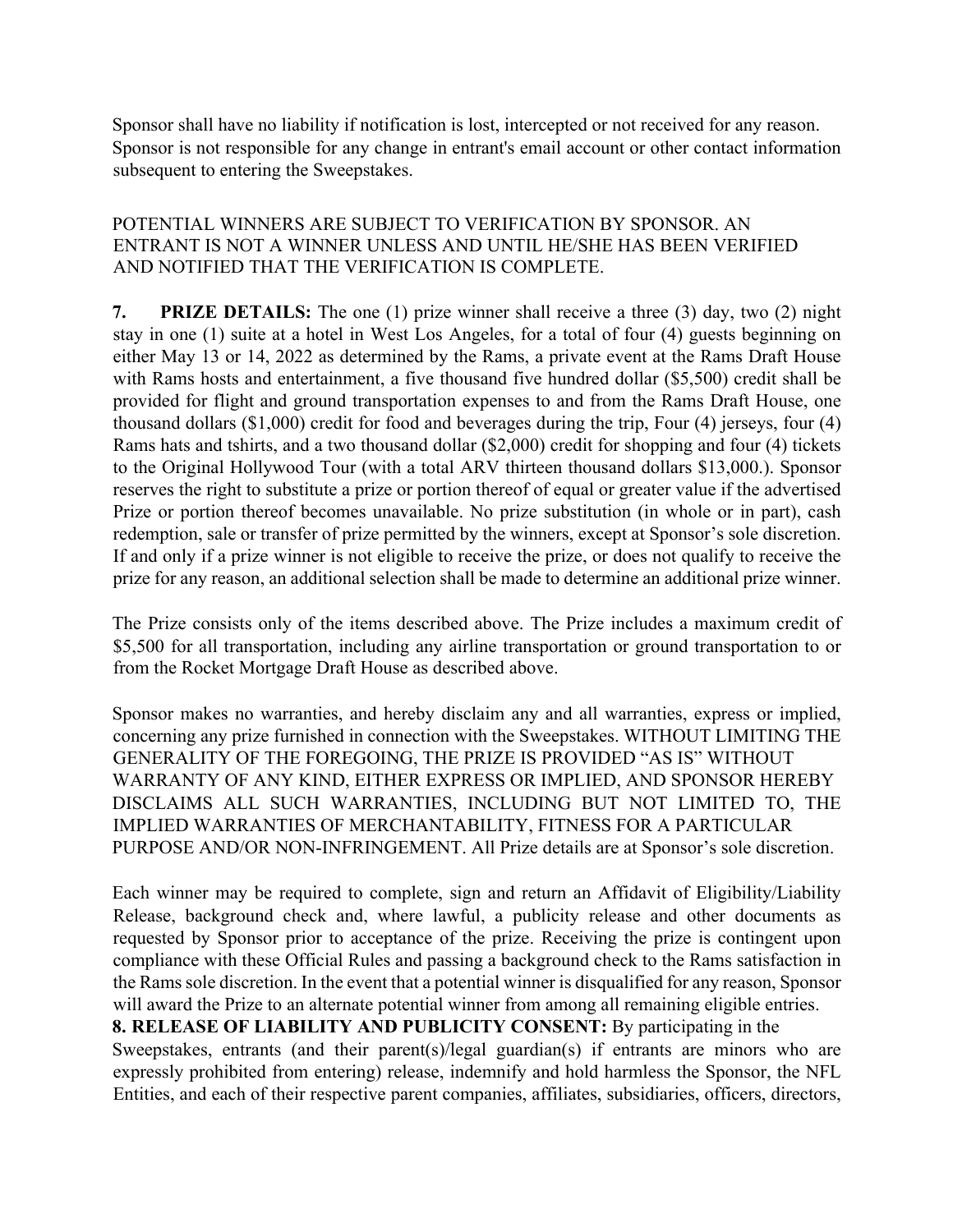Sponsor shall have no liability if notification is lost, intercepted or not received for any reason. Sponsor is not responsible for any change in entrant's email account or other contact information subsequent to entering the Sweepstakes.

POTENTIAL WINNERS ARE SUBJECT TO VERIFICATION BY SPONSOR. AN ENTRANT IS NOT A WINNER UNLESS AND UNTIL HE/SHE HAS BEEN VERIFIED AND NOTIFIED THAT THE VERIFICATION IS COMPLETE.

**7. PRIZE DETAILS:** The one (1) prize winner shall receive a three (3) day, two (2) night stay in one (1) suite at a hotel in West Los Angeles, for a total of four (4) guests beginning on either May 13 or 14, 2022 as determined by the Rams, a private event at the Rams Draft House with Rams hosts and entertainment, a five thousand five hundred dollar ($5,500) credit shall be provided for flight and ground transportation expenses to and from the Rams Draft House, one thousand dollars ($1,000) credit for food and beverages during the trip, Four (4) jerseys, four (4) Rams hats and tshirts, and a two thousand dollar ($2,000) credit for shopping and four (4) tickets to the Original Hollywood Tour (with a total ARV thirteen thousand dollars $13,000.). Sponsor reserves the right to substitute a prize or portion thereof of equal or greater value if the advertised Prize or portion thereof becomes unavailable. No prize substitution (in whole or in part), cash redemption, sale or transfer of prize permitted by the winners, except at Sponsor's sole discretion. If and only if a prize winner is not eligible to receive the prize, or does not qualify to receive the prize for any reason, an additional selection shall be made to determine an additional prize winner.

The Prize consists only of the items described above. The Prize includes a maximum credit of $5,500 for all transportation, including any airline transportation or ground transportation to or from the Rocket Mortgage Draft House as described above.

Sponsor makes no warranties, and hereby disclaim any and all warranties, express or implied, concerning any prize furnished in connection with the Sweepstakes. WITHOUT LIMITING THE GENERALITY OF THE FOREGOING, THE PRIZE IS PROVIDED "AS IS" WITHOUT WARRANTY OF ANY KIND, EITHER EXPRESS OR IMPLIED, AND SPONSOR HEREBY DISCLAIMS ALL SUCH WARRANTIES, INCLUDING BUT NOT LIMITED TO, THE IMPLIED WARRANTIES OF MERCHANTABILITY, FITNESS FOR A PARTICULAR PURPOSE AND/OR NON-INFRINGEMENT. All Prize details are at Sponsor's sole discretion.

Each winner may be required to complete, sign and return an Affidavit of Eligibility/Liability Release, background check and, where lawful, a publicity release and other documents as requested by Sponsor prior to acceptance of the prize. Receiving the prize is contingent upon compliance with these Official Rules and passing a background check to the Rams satisfaction in the Rams sole discretion. In the event that a potential winner is disqualified for any reason, Sponsor will award the Prize to an alternate potential winner from among all remaining eligible entries.

**8. RELEASE OF LIABILITY AND PUBLICITY CONSENT:** By participating in the Sweepstakes, entrants (and their parent(s)/legal guardian(s) if entrants are minors who are expressly prohibited from entering) release, indemnify and hold harmless the Sponsor, the NFL Entities, and each of their respective parent companies, affiliates, subsidiaries, officers, directors,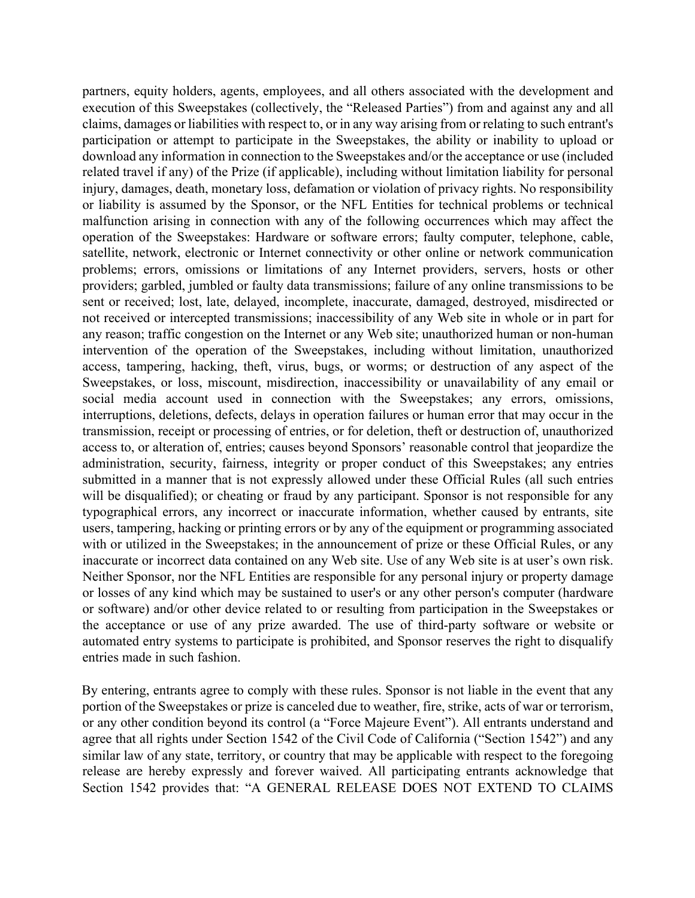partners, equity holders, agents, employees, and all others associated with the development and execution of this Sweepstakes (collectively, the "Released Parties") from and against any and all claims, damages or liabilities with respect to, or in any way arising from or relating to such entrant's participation or attempt to participate in the Sweepstakes, the ability or inability to upload or download any information in connection to the Sweepstakes and/or the acceptance or use (included related travel if any) of the Prize (if applicable), including without limitation liability for personal injury, damages, death, monetary loss, defamation or violation of privacy rights. No responsibility or liability is assumed by the Sponsor, or the NFL Entities for technical problems or technical malfunction arising in connection with any of the following occurrences which may affect the operation of the Sweepstakes: Hardware or software errors; faulty computer, telephone, cable, satellite, network, electronic or Internet connectivity or other online or network communication problems; errors, omissions or limitations of any Internet providers, servers, hosts or other providers; garbled, jumbled or faulty data transmissions; failure of any online transmissions to be sent or received; lost, late, delayed, incomplete, inaccurate, damaged, destroyed, misdirected or not received or intercepted transmissions; inaccessibility of any Web site in whole or in part for any reason; traffic congestion on the Internet or any Web site; unauthorized human or non-human intervention of the operation of the Sweepstakes, including without limitation, unauthorized access, tampering, hacking, theft, virus, bugs, or worms; or destruction of any aspect of the Sweepstakes, or loss, miscount, misdirection, inaccessibility or unavailability of any email or social media account used in connection with the Sweepstakes; any errors, omissions, interruptions, deletions, defects, delays in operation failures or human error that may occur in the transmission, receipt or processing of entries, or for deletion, theft or destruction of, unauthorized access to, or alteration of, entries; causes beyond Sponsors' reasonable control that jeopardize the administration, security, fairness, integrity or proper conduct of this Sweepstakes; any entries submitted in a manner that is not expressly allowed under these Official Rules (all such entries will be disqualified); or cheating or fraud by any participant. Sponsor is not responsible for any typographical errors, any incorrect or inaccurate information, whether caused by entrants, site users, tampering, hacking or printing errors or by any of the equipment or programming associated with or utilized in the Sweepstakes; in the announcement of prize or these Official Rules, or any inaccurate or incorrect data contained on any Web site. Use of any Web site is at user's own risk. Neither Sponsor, nor the NFL Entities are responsible for any personal injury or property damage or losses of any kind which may be sustained to user's or any other person's computer (hardware or software) and/or other device related to or resulting from participation in the Sweepstakes or the acceptance or use of any prize awarded. The use of third-party software or website or automated entry systems to participate is prohibited, and Sponsor reserves the right to disqualify entries made in such fashion.

By entering, entrants agree to comply with these rules. Sponsor is not liable in the event that any portion of the Sweepstakes or prize is canceled due to weather, fire, strike, acts of war or terrorism, or any other condition beyond its control (a "Force Majeure Event"). All entrants understand and agree that all rights under Section 1542 of the Civil Code of California ("Section 1542") and any similar law of any state, territory, or country that may be applicable with respect to the foregoing release are hereby expressly and forever waived. All participating entrants acknowledge that Section 1542 provides that: "A GENERAL RELEASE DOES NOT EXTEND TO CLAIMS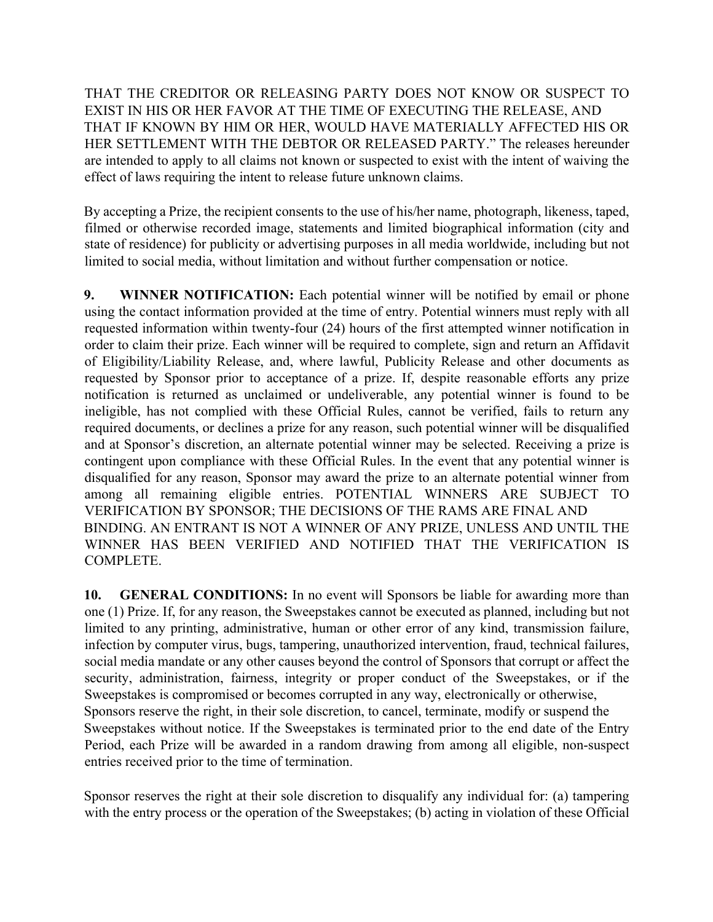THAT THE CREDITOR OR RELEASING PARTY DOES NOT KNOW OR SUSPECT TO EXIST IN HIS OR HER FAVOR AT THE TIME OF EXECUTING THE RELEASE, AND THAT IF KNOWN BY HIM OR HER, WOULD HAVE MATERIALLY AFFECTED HIS OR HER SETTLEMENT WITH THE DEBTOR OR RELEASED PARTY." The releases hereunder are intended to apply to all claims not known or suspected to exist with the intent of waiving the effect of laws requiring the intent to release future unknown claims.

By accepting a Prize, the recipient consents to the use of his/her name, photograph, likeness, taped, filmed or otherwise recorded image, statements and limited biographical information (city and state of residence) for publicity or advertising purposes in all media worldwide, including but not limited to social media, without limitation and without further compensation or notice.

**9. WINNER NOTIFICATION:** Each potential winner will be notified by email or phone using the contact information provided at the time of entry. Potential winners must reply with all requested information within twenty-four (24) hours of the first attempted winner notification in order to claim their prize. Each winner will be required to complete, sign and return an Affidavit of Eligibility/Liability Release, and, where lawful, Publicity Release and other documents as requested by Sponsor prior to acceptance of a prize. If, despite reasonable efforts any prize notification is returned as unclaimed or undeliverable, any potential winner is found to be ineligible, has not complied with these Official Rules, cannot be verified, fails to return any required documents, or declines a prize for any reason, such potential winner will be disqualified and at Sponsor's discretion, an alternate potential winner may be selected. Receiving a prize is contingent upon compliance with these Official Rules. In the event that any potential winner is disqualified for any reason, Sponsor may award the prize to an alternate potential winner from among all remaining eligible entries. POTENTIAL WINNERS ARE SUBJECT TO VERIFICATION BY SPONSOR; THE DECISIONS OF THE RAMS ARE FINAL AND BINDING. AN ENTRANT IS NOT A WINNER OF ANY PRIZE, UNLESS AND UNTIL THE WINNER HAS BEEN VERIFIED AND NOTIFIED THAT THE VERIFICATION IS COMPLETE.

**10. GENERAL CONDITIONS:** In no event will Sponsors be liable for awarding more than one (1) Prize. If, for any reason, the Sweepstakes cannot be executed as planned, including but not limited to any printing, administrative, human or other error of any kind, transmission failure, infection by computer virus, bugs, tampering, unauthorized intervention, fraud, technical failures, social media mandate or any other causes beyond the control of Sponsors that corrupt or affect the security, administration, fairness, integrity or proper conduct of the Sweepstakes, or if the Sweepstakes is compromised or becomes corrupted in any way, electronically or otherwise, Sponsors reserve the right, in their sole discretion, to cancel, terminate, modify or suspend the Sweepstakes without notice. If the Sweepstakes is terminated prior to the end date of the Entry Period, each Prize will be awarded in a random drawing from among all eligible, non-suspect entries received prior to the time of termination.

Sponsor reserves the right at their sole discretion to disqualify any individual for: (a) tampering with the entry process or the operation of the Sweepstakes; (b) acting in violation of these Official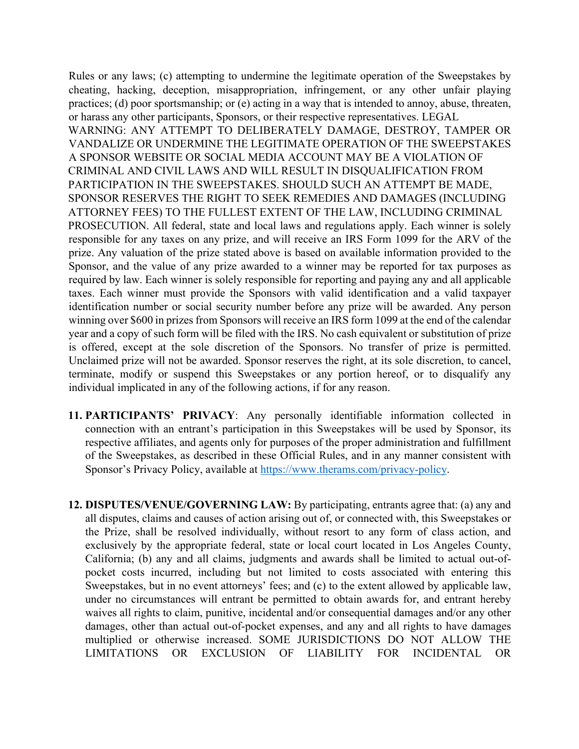Rules or any laws; (c) attempting to undermine the legitimate operation of the Sweepstakes by cheating, hacking, deception, misappropriation, infringement, or any other unfair playing practices; (d) poor sportsmanship; or (e) acting in a way that is intended to annoy, abuse, threaten, or harass any other participants, Sponsors, or their respective representatives. LEGAL WARNING: ANY ATTEMPT TO DELIBERATELY DAMAGE, DESTROY, TAMPER OR VANDALIZE OR UNDERMINE THE LEGITIMATE OPERATION OF THE SWEEPSTAKES A SPONSOR WEBSITE OR SOCIAL MEDIA ACCOUNT MAY BE A VIOLATION OF CRIMINAL AND CIVIL LAWS AND WILL RESULT IN DISQUALIFICATION FROM PARTICIPATION IN THE SWEEPSTAKES. SHOULD SUCH AN ATTEMPT BE MADE, SPONSOR RESERVES THE RIGHT TO SEEK REMEDIES AND DAMAGES (INCLUDING ATTORNEY FEES) TO THE FULLEST EXTENT OF THE LAW, INCLUDING CRIMINAL PROSECUTION. All federal, state and local laws and regulations apply. Each winner is solely responsible for any taxes on any prize, and will receive an IRS Form 1099 for the ARV of the prize. Any valuation of the prize stated above is based on available information provided to the Sponsor, and the value of any prize awarded to a winner may be reported for tax purposes as required by law. Each winner is solely responsible for reporting and paying any and all applicable taxes. Each winner must provide the Sponsors with valid identification and a valid taxpayer identification number or social security number before any prize will be awarded. Any person winning over $600 in prizes from Sponsors will receive an IRS form 1099 at the end of the calendar year and a copy of such form will be filed with the IRS. No cash equivalent or substitution of prize is offered, except at the sole discretion of the Sponsors. No transfer of prize is permitted. Unclaimed prize will not be awarded. Sponsor reserves the right, at its sole discretion, to cancel, terminate, modify or suspend this Sweepstakes or any portion hereof, or to disqualify any individual implicated in any of the following actions, if for any reason.

11. **PARTICIPANTS' PRIVACY**: Any personally identifiable information collected in connection with an entrant's participation in this Sweepstakes will be used by Sponsor, its respective affiliates, and agents only for purposes of the proper administration and fulfillment of the Sweepstakes, as described in these Official Rules, and in any manner consistent with Sponsor's Privacy Policy, available at [https://www.therams.com/privacy-policy](https://www.therams.com/privacy-policy).

12. **DISPUTES/VENUE/GOVERNING LAW:** By participating, entrants agree that: (a) any and all disputes, claims and causes of action arising out of, or connected with, this Sweepstakes or the Prize, shall be resolved individually, without resort to any form of class action, and exclusively by the appropriate federal, state or local court located in Los Angeles County, California; (b) any and all claims, judgments and awards shall be limited to actual out-of-pocket costs incurred, including but not limited to costs associated with entering this Sweepstakes, but in no event attorneys' fees; and (c) to the extent allowed by applicable law, under no circumstances will entrant be permitted to obtain awards for, and entrant hereby waives all rights to claim, punitive, incidental and/or consequential damages and/or any other damages, other than actual out-of-pocket expenses, and any and all rights to have damages multiplied or otherwise increased. SOME JURISDICTIONS DO NOT ALLOW THE LIMITATIONS OR EXCLUSION OF LIABILITY FOR INCIDENTAL OR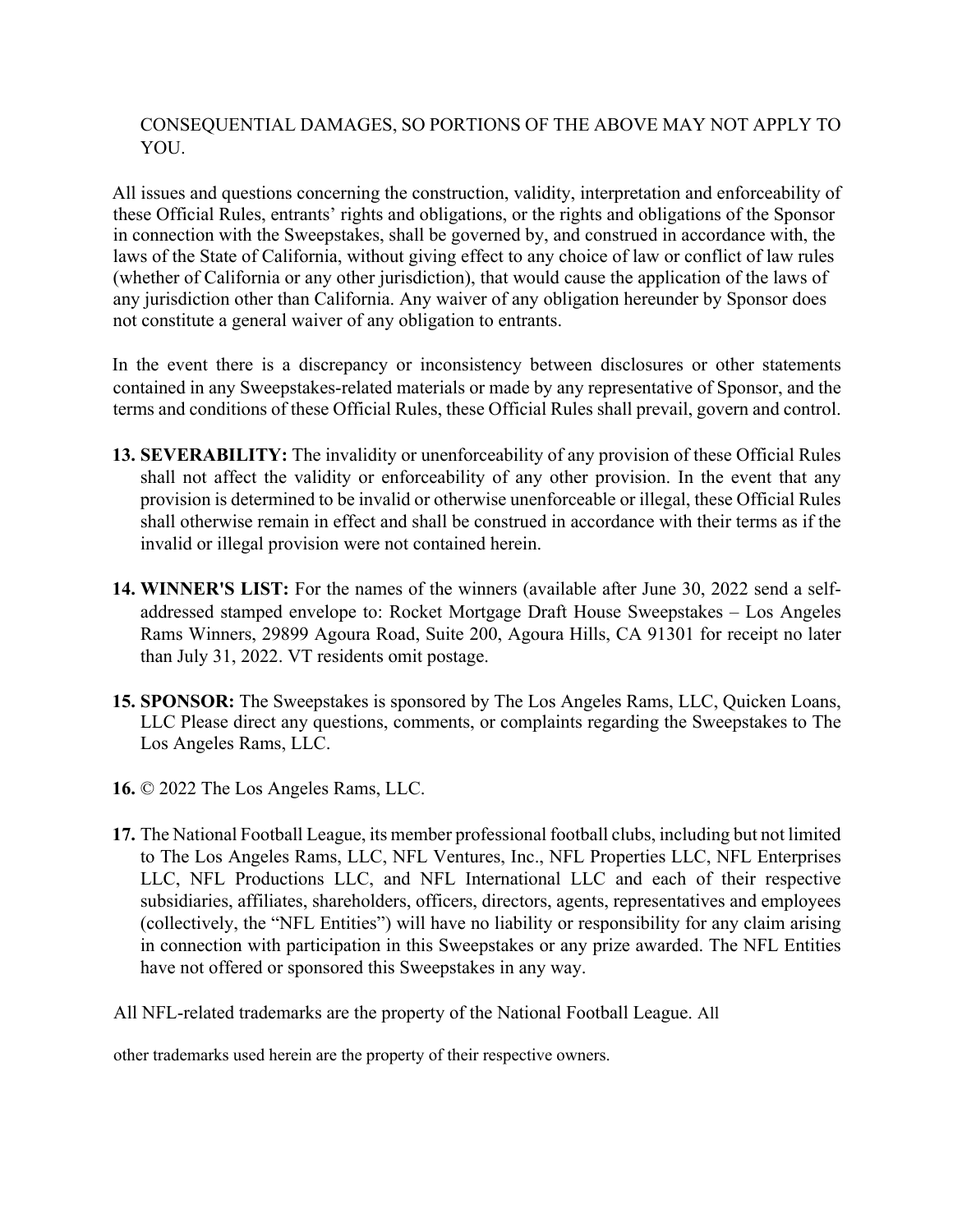CONSEQUENTIAL DAMAGES, SO PORTIONS OF THE ABOVE MAY NOT APPLY TO YOU.

All issues and questions concerning the construction, validity, interpretation and enforceability of these Official Rules, entrants' rights and obligations, or the rights and obligations of the Sponsor in connection with the Sweepstakes, shall be governed by, and construed in accordance with, the laws of the State of California, without giving effect to any choice of law or conflict of law rules (whether of California or any other jurisdiction), that would cause the application of the laws of any jurisdiction other than California. Any waiver of any obligation hereunder by Sponsor does not constitute a general waiver of any obligation to entrants.

In the event there is a discrepancy or inconsistency between disclosures or other statements contained in any Sweepstakes-related materials or made by any representative of Sponsor, and the terms and conditions of these Official Rules, these Official Rules shall prevail, govern and control.

13. **SEVERABILITY:** The invalidity or unenforceability of any provision of these Official Rules shall not affect the validity or enforceability of any other provision. In the event that any provision is determined to be invalid or otherwise unenforceable or illegal, these Official Rules shall otherwise remain in effect and shall be construed in accordance with their terms as if the invalid or illegal provision were not contained herein.

14. **WINNER'S LIST:** For the names of the winners (available after June 30, 2022 send a self-addressed stamped envelope to: Rocket Mortgage Draft House Sweepstakes – Los Angeles Rams Winners, 29899 Agoura Road, Suite 200, Agoura Hills, CA 91301 for receipt no later than July 31, 2022. VT residents omit postage.

15. **SPONSOR:** The Sweepstakes is sponsored by The Los Angeles Rams, LLC, Quicken Loans, LLC Please direct any questions, comments, or complaints regarding the Sweepstakes to The Los Angeles Rams, LLC.

16. © 2022 The Los Angeles Rams, LLC.

17. The National Football League, its member professional football clubs, including but not limited to The Los Angeles Rams, LLC, NFL Ventures, Inc., NFL Properties LLC, NFL Enterprises LLC, NFL Productions LLC, and NFL International LLC and each of their respective subsidiaries, affiliates, shareholders, officers, directors, agents, representatives and employees (collectively, the "NFL Entities") will have no liability or responsibility for any claim arising in connection with participation in this Sweepstakes or any prize awarded. The NFL Entities have not offered or sponsored this Sweepstakes in any way.

All NFL-related trademarks are the property of the National Football League. All other trademarks used herein are the property of their respective owners.